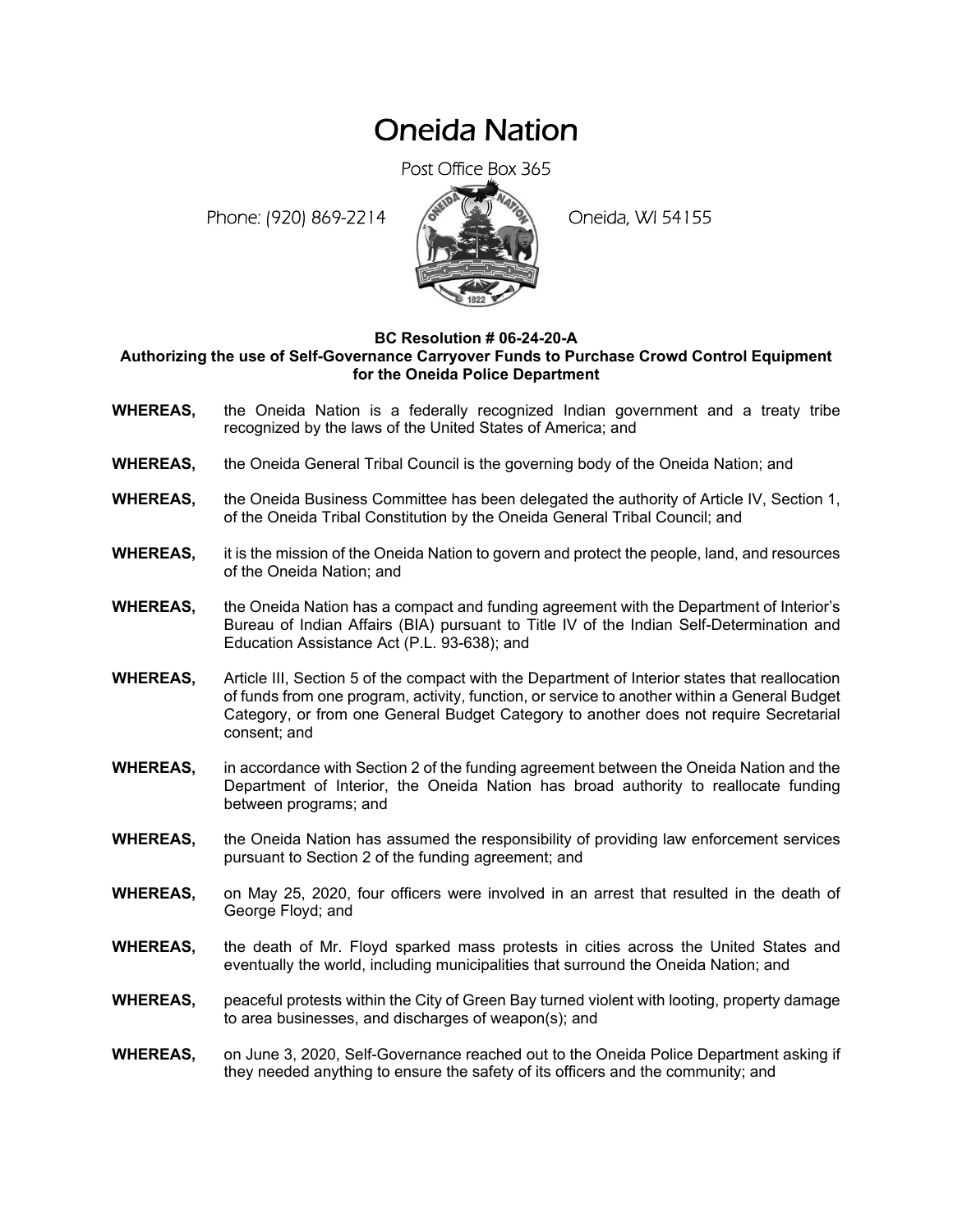# Oneida Nation

Post Office Box 365

Phone: (920) 869-2214 Oneida, WI 54155

**BC Resolution # 06-24-20-A**
**Authorizing the use of Self-Governance Carryover Funds to Purchase Crowd Control Equipment for the Oneida Police Department**

**WHEREAS,** the Oneida Nation is a federally recognized Indian government and a treaty tribe recognized by the laws of the United States of America; and

**WHEREAS,** the Oneida General Tribal Council is the governing body of the Oneida Nation; and

**WHEREAS,** the Oneida Business Committee has been delegated the authority of Article IV, Section 1, of the Oneida Tribal Constitution by the Oneida General Tribal Council; and

**WHEREAS,** it is the mission of the Oneida Nation to govern and protect the people, land, and resources of the Oneida Nation; and

**WHEREAS,** the Oneida Nation has a compact and funding agreement with the Department of Interior's Bureau of Indian Affairs (BIA) pursuant to Title IV of the Indian Self-Determination and Education Assistance Act (P.L. 93-638); and

**WHEREAS,** Article III, Section 5 of the compact with the Department of Interior states that reallocation of funds from one program, activity, function, or service to another within a General Budget Category, or from one General Budget Category to another does not require Secretarial consent; and

**WHEREAS,** in accordance with Section 2 of the funding agreement between the Oneida Nation and the Department of Interior, the Oneida Nation has broad authority to reallocate funding between programs; and

**WHEREAS,** the Oneida Nation has assumed the responsibility of providing law enforcement services pursuant to Section 2 of the funding agreement; and

**WHEREAS,** on May 25, 2020, four officers were involved in an arrest that resulted in the death of George Floyd; and

**WHEREAS,** the death of Mr. Floyd sparked mass protests in cities across the United States and eventually the world, including municipalities that surround the Oneida Nation; and

**WHEREAS,** peaceful protests within the City of Green Bay turned violent with looting, property damage to area businesses, and discharges of weapon(s); and

**WHEREAS,** on June 3, 2020, Self-Governance reached out to the Oneida Police Department asking if they needed anything to ensure the safety of its officers and the community; and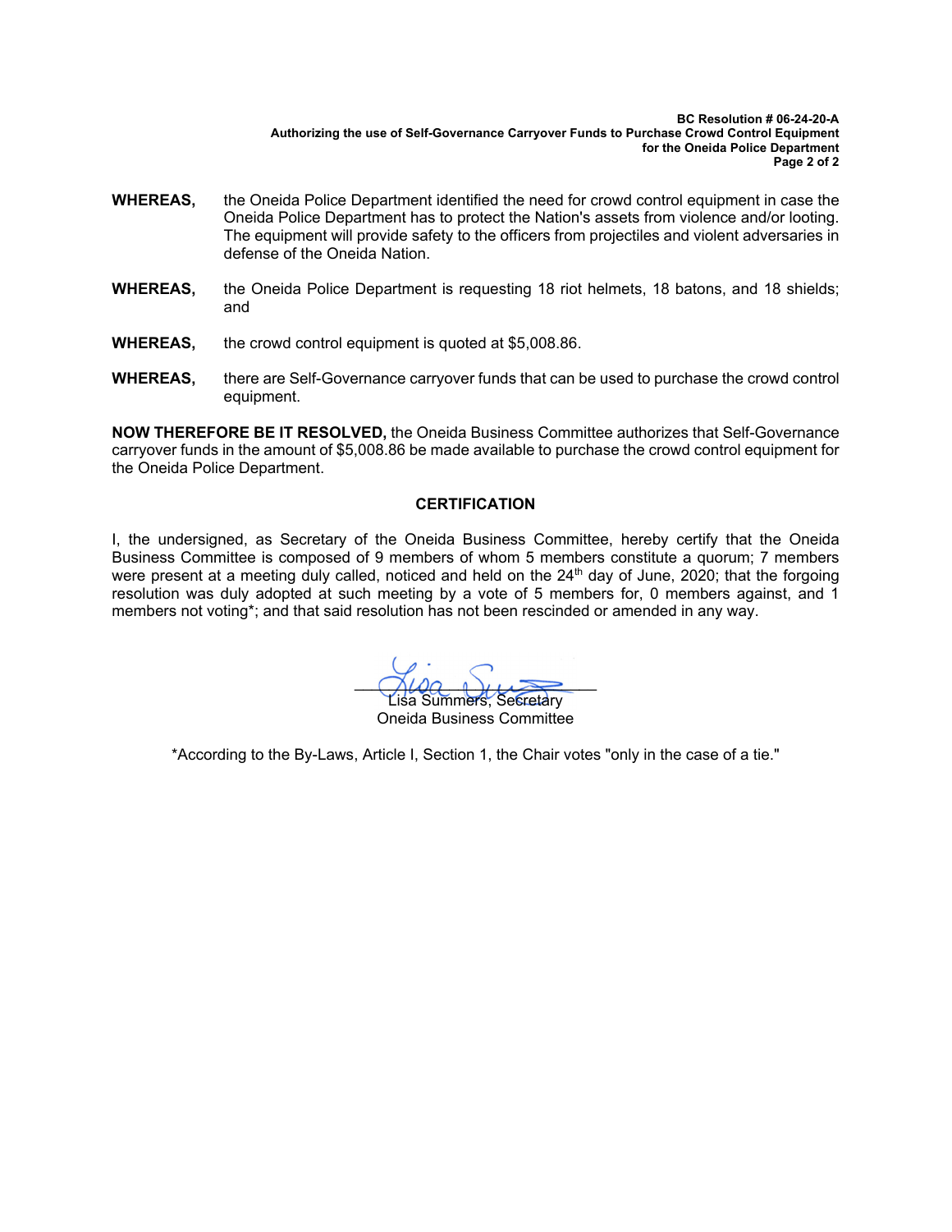**WHEREAS,** the Oneida Police Department identified the need for crowd control equipment in case the Oneida Police Department has to protect the Nation's assets from violence and/or looting. The equipment will provide safety to the officers from projectiles and violent adversaries in defense of the Oneida Nation.

**WHEREAS,** the Oneida Police Department is requesting 18 riot helmets, 18 batons, and 18 shields; and

**WHEREAS,** the crowd control equipment is quoted at $5,008.86.

**WHEREAS,** there are Self-Governance carryover funds that can be used to purchase the crowd control equipment.

**NOW THEREFORE BE IT RESOLVED,** the Oneida Business Committee authorizes that Self-Governance carryover funds in the amount of $5,008.86 be made available to purchase the crowd control equipment for the Oneida Police Department.

## CERTIFICATION

I, the undersigned, as Secretary of the Oneida Business Committee, hereby certify that the Oneida Business Committee is composed of 9 members of whom 5 members constitute a quorum; 7 members were present at a meeting duly called, noticed and held on the 24th day of June, 2020; that the forgoing resolution was duly adopted at such meeting by a vote of 5 members for, 0 members against, and 1 members not voting*; and that said resolution has not been rescinded or amended in any way.

Lisa Summers, Secretary
Oneida Business Committee

*According to the By-Laws, Article I, Section 1, the Chair votes "only in the case of a tie."